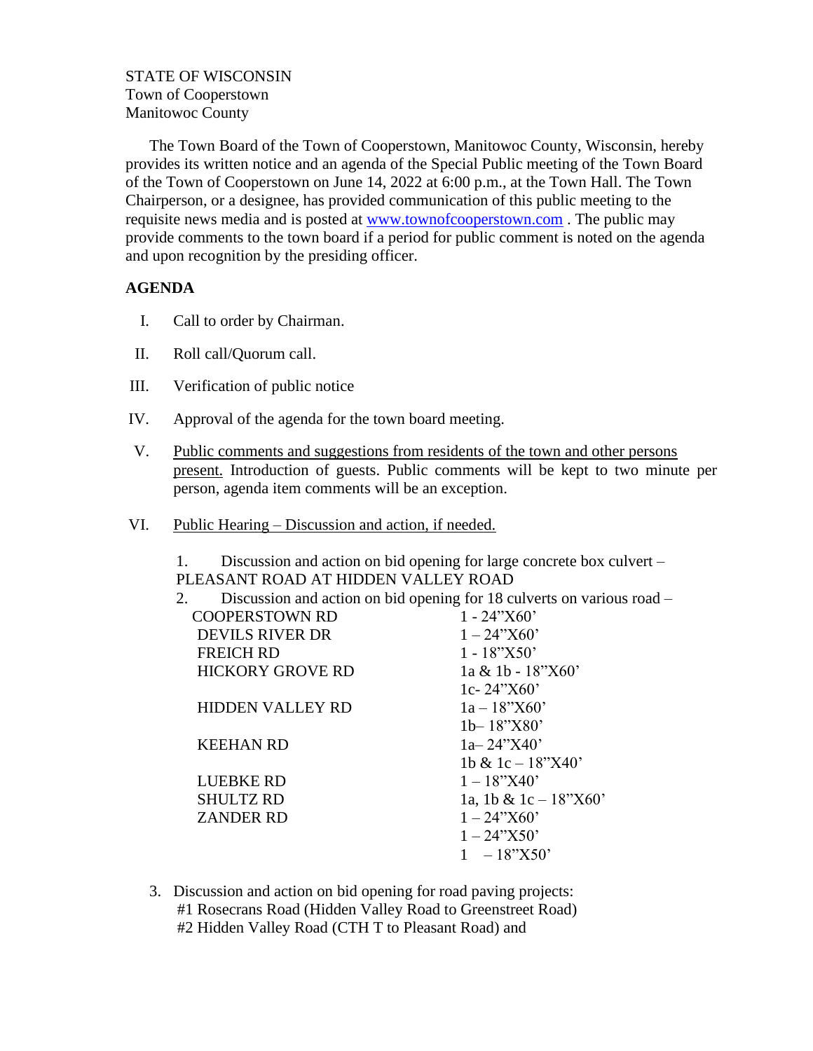STATE OF WISCONSIN
Town of Cooperstown
Manitowoc County

The Town Board of the Town of Cooperstown, Manitowoc County, Wisconsin, hereby provides its written notice and an agenda of the Special Public meeting of the Town Board of the Town of Cooperstown on June 14, 2022 at 6:00 p.m., at the Town Hall. The Town Chairperson, or a designee, has provided communication of this public meeting to the requisite news media and is posted at www.townofcooperstown.com . The public may provide comments to the town board if a period for public comment is noted on the agenda and upon recognition by the presiding officer.

**AGENDA**

I. Call to order by Chairman.

II. Roll call/Quorum call.

III. Verification of public notice

IV. Approval of the agenda for the town board meeting.

V. Public comments and suggestions from residents of the town and other persons present. Introduction of guests. Public comments will be kept to two minute per person, agenda item comments will be an exception.

VI. Public Hearing – Discussion and action, if needed.

1. Discussion and action on bid opening for large concrete box culvert – PLEASANT ROAD AT HIDDEN VALLEY ROAD
2. Discussion and action on bid opening for 18 culverts on various road –

| | |
|---|---|
| COOPERSTOWN RD | 1 - 24"X60' |
| DEVILS RIVER DR | 1 – 24"X60' |
| FREICH RD | 1 - 18"X50' |
| HICKORY GROVE RD | 1a & 1b - 18"X60' |
| | 1c- 24"X60' |
| HIDDEN VALLEY RD | 1a – 18"X60' |
| | 1b– 18"X80' |
| KEEHAN RD | 1a– 24"X40' |
| | 1b & 1c – 18"X40' |
| LUEBKE RD | 1 – 18"X40' |
| SHULTZ RD | 1a, 1b & 1c – 18"X60' |
| ZANDER RD | 1 – 24"X60' |
| | 1 – 24"X50' |
| | 1 – 18"X50' |

3. Discussion and action on bid opening for road paving projects:
#1 Rosecrans Road (Hidden Valley Road to Greenstreet Road)
#2 Hidden Valley Road (CTH T to Pleasant Road) and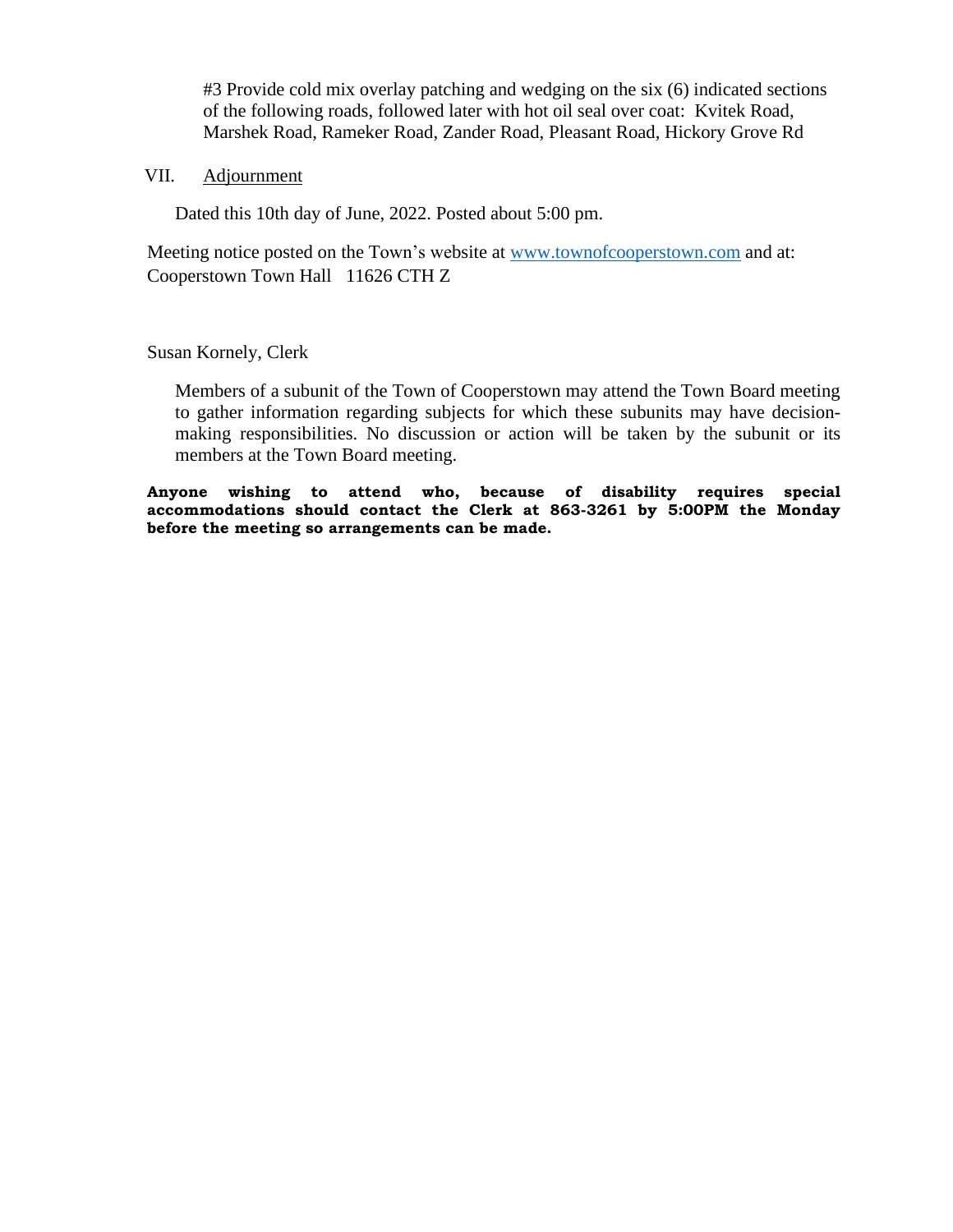#3 Provide cold mix overlay patching and wedging on the six (6) indicated sections of the following roads, followed later with hot oil seal over coat: Kvitek Road, Marshek Road, Rameker Road, Zander Road, Pleasant Road, Hickory Grove Rd

VII. Adjournment

Dated this 10th day of June, 2022. Posted about 5:00 pm.

Meeting notice posted on the Town's website at www.townofcooperstown.com and at: Cooperstown Town Hall 11626 CTH Z

Susan Kornely, Clerk

Members of a subunit of the Town of Cooperstown may attend the Town Board meeting to gather information regarding subjects for which these subunits may have decision-making responsibilities. No discussion or action will be taken by the subunit or its members at the Town Board meeting.

**Anyone wishing to attend who, because of disability requires special accommodations should contact the Clerk at 863-3261 by 5:00PM the Monday before the meeting so arrangements can be made.**